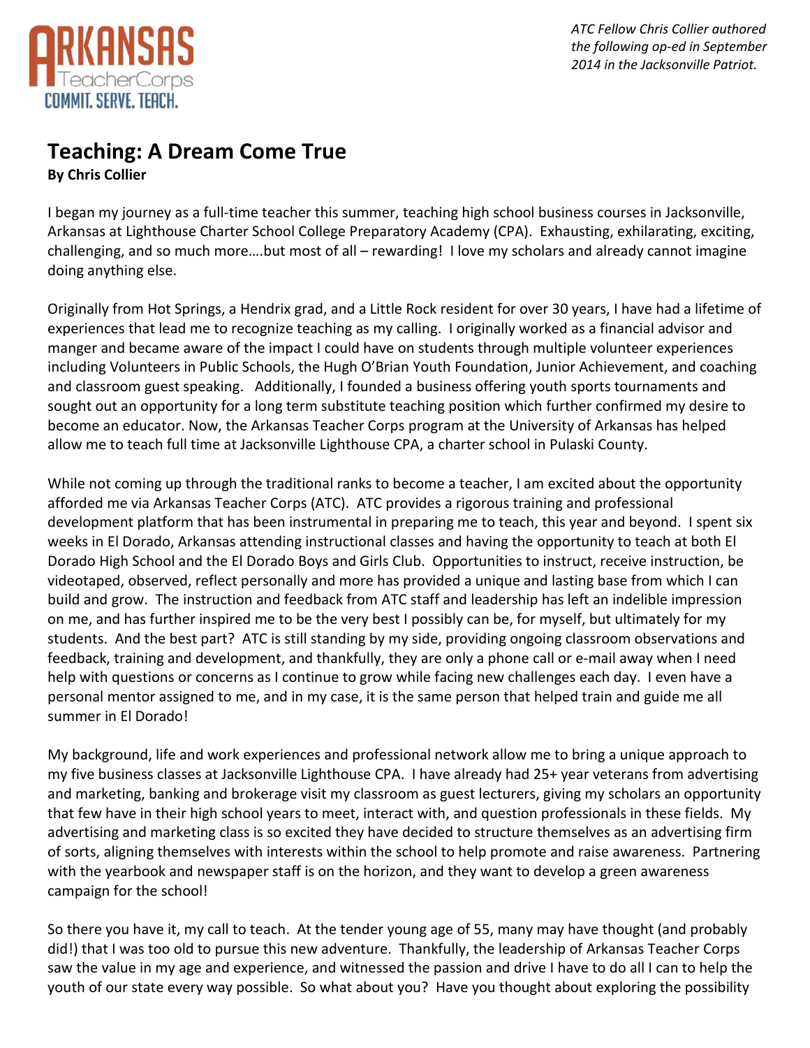*ATC Fellow Chris Collier authored the following op-ed in September 2014 in the Jacksonville Patriot.*

# Teaching: A Dream Come True

**By Chris Collier**

I began my journey as a full-time teacher this summer, teaching high school business courses in Jacksonville, Arkansas at Lighthouse Charter School College Preparatory Academy (CPA). Exhausting, exhilarating, exciting, challenging, and so much more….but most of all – rewarding! I love my scholars and already cannot imagine doing anything else.

Originally from Hot Springs, a Hendrix grad, and a Little Rock resident for over 30 years, I have had a lifetime of experiences that lead me to recognize teaching as my calling. I originally worked as a financial advisor and manger and became aware of the impact I could have on students through multiple volunteer experiences including Volunteers in Public Schools, the Hugh O'Brian Youth Foundation, Junior Achievement, and coaching and classroom guest speaking. Additionally, I founded a business offering youth sports tournaments and sought out an opportunity for a long term substitute teaching position which further confirmed my desire to become an educator. Now, the Arkansas Teacher Corps program at the University of Arkansas has helped allow me to teach full time at Jacksonville Lighthouse CPA, a charter school in Pulaski County.

While not coming up through the traditional ranks to become a teacher, I am excited about the opportunity afforded me via Arkansas Teacher Corps (ATC). ATC provides a rigorous training and professional development platform that has been instrumental in preparing me to teach, this year and beyond. I spent six weeks in El Dorado, Arkansas attending instructional classes and having the opportunity to teach at both El Dorado High School and the El Dorado Boys and Girls Club. Opportunities to instruct, receive instruction, be videotaped, observed, reflect personally and more has provided a unique and lasting base from which I can build and grow. The instruction and feedback from ATC staff and leadership has left an indelible impression on me, and has further inspired me to be the very best I possibly can be, for myself, but ultimately for my students. And the best part? ATC is still standing by my side, providing ongoing classroom observations and feedback, training and development, and thankfully, they are only a phone call or e-mail away when I need help with questions or concerns as I continue to grow while facing new challenges each day. I even have a personal mentor assigned to me, and in my case, it is the same person that helped train and guide me all summer in El Dorado!

My background, life and work experiences and professional network allow me to bring a unique approach to my five business classes at Jacksonville Lighthouse CPA. I have already had 25+ year veterans from advertising and marketing, banking and brokerage visit my classroom as guest lecturers, giving my scholars an opportunity that few have in their high school years to meet, interact with, and question professionals in these fields. My advertising and marketing class is so excited they have decided to structure themselves as an advertising firm of sorts, aligning themselves with interests within the school to help promote and raise awareness. Partnering with the yearbook and newspaper staff is on the horizon, and they want to develop a green awareness campaign for the school!

So there you have it, my call to teach. At the tender young age of 55, many may have thought (and probably did!) that I was too old to pursue this new adventure. Thankfully, the leadership of Arkansas Teacher Corps saw the value in my age and experience, and witnessed the passion and drive I have to do all I can to help the youth of our state every way possible. So what about you? Have you thought about exploring the possibility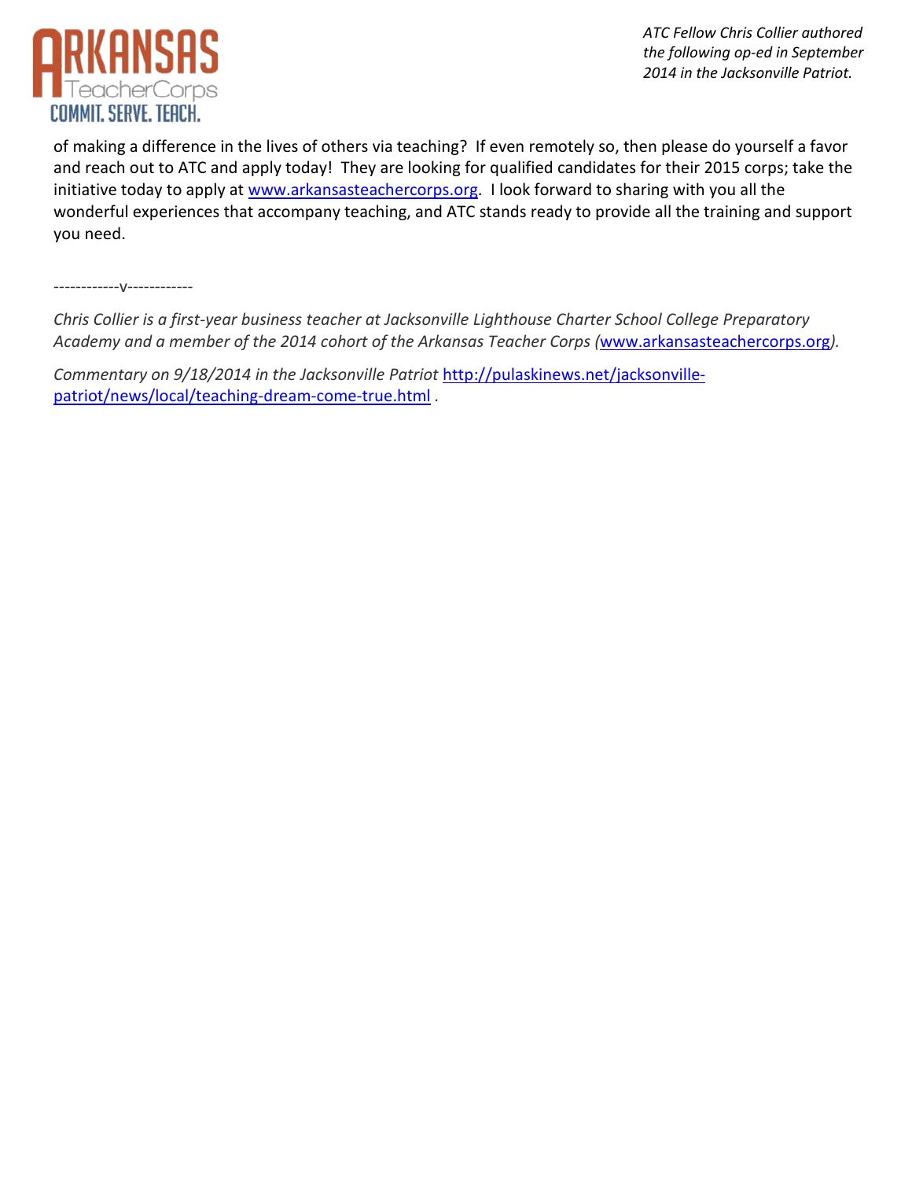of making a difference in the lives of others via teaching? If even remotely so, then please do yourself a favor and reach out to ATC and apply today! They are looking for qualified candidates for their 2015 corps; take the initiative today to apply at www.arkansasteachercorps.org. I look forward to sharing with you all the wonderful experiences that accompany teaching, and ATC stands ready to provide all the training and support you need.

------------v------------

*Chris Collier is a first-year business teacher at Jacksonville Lighthouse Charter School College Preparatory Academy and a member of the 2014 cohort of the Arkansas Teacher Corps (www.arkansasteachercorps.org).*

*Commentary on 9/18/2014 in the Jacksonville Patriot* http://pulaskinews.net/jacksonville-patriot/news/local/teaching-dream-come-true.html .